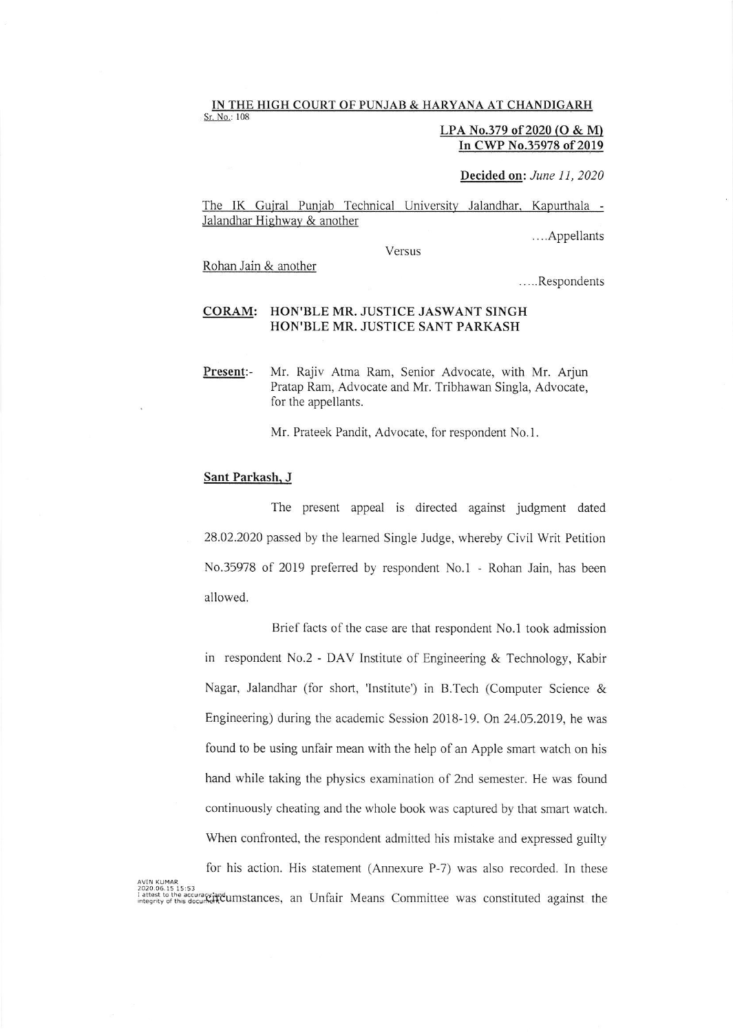**IN THE HIGH COURT OF PUNJAB & HARYANA AT CHANDIGARH**

Sr. No.: 108

**LPA No.379 of 2020 (O & M)**
**In CWP No.35978 of 2019**

**Decided on:** *June 11, 2020*

The IK Gujral Punjab Technical University Jalandhar, Kapurthala - Jalandhar Highway & another

....Appellants

Versus

Rohan Jain & another

.....Respondents

**CORAM: HON'BLE MR. JUSTICE JASWANT SINGH**
**HON'BLE MR. JUSTICE SANT PARKASH**

**Present**:- Mr. Rajiv Atma Ram, Senior Advocate, with Mr. Arjun Pratap Ram, Advocate and Mr. Tribhawan Singla, Advocate, for the appellants.

Mr. Prateek Pandit, Advocate, for respondent No.1.

**Sant Parkash, J**

The present appeal is directed against judgment dated 28.02.2020 passed by the learned Single Judge, whereby Civil Writ Petition No.35978 of 2019 preferred by respondent No.1 - Rohan Jain, has been allowed.

Brief facts of the case are that respondent No.1 took admission in respondent No.2 - DAV Institute of Engineering & Technology, Kabir Nagar, Jalandhar (for short, 'Institute') in B.Tech (Computer Science & Engineering) during the academic Session 2018-19. On 24.05.2019, he was found to be using unfair mean with the help of an Apple smart watch on his hand while taking the physics examination of 2nd semester. He was found continuously cheating and the whole book was captured by that smart watch. When confronted, the respondent admitted his mistake and expressed guilty for his action. His statement (Annexure P-7) was also recorded. In these circumstances, an Unfair Means Committee was constituted against the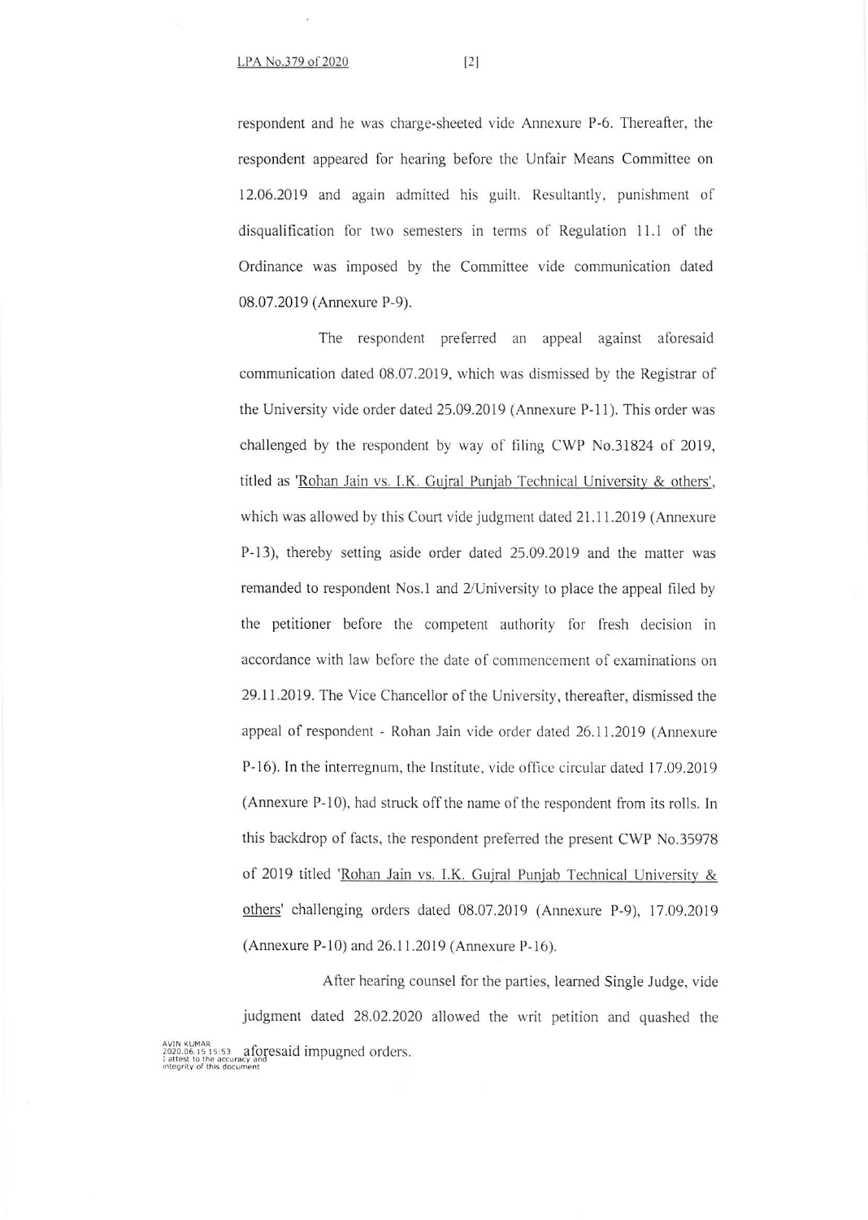respondent and he was charge-sheeted vide Annexure P-6. Thereafter, the respondent appeared for hearing before the Unfair Means Committee on 12.06.2019 and again admitted his guilt. Resultantly, punishment of disqualification for two semesters in terms of Regulation 11.1 of the Ordinance was imposed by the Committee vide communication dated 08.07.2019 (Annexure P-9).

The respondent preferred an appeal against aforesaid communication dated 08.07.2019, which was dismissed by the Registrar of the University vide order dated 25.09.2019 (Annexure P-11). This order was challenged by the respondent by way of filing CWP No.31824 of 2019, titled as 'Rohan Jain vs. I.K. Gujral Punjab Technical University & others', which was allowed by this Court vide judgment dated 21.11.2019 (Annexure P-13), thereby setting aside order dated 25.09.2019 and the matter was remanded to respondent Nos.1 and 2/University to place the appeal filed by the petitioner before the competent authority for fresh decision in accordance with law before the date of commencement of examinations on 29.11.2019. The Vice Chancellor of the University, thereafter, dismissed the appeal of respondent - Rohan Jain vide order dated 26.11.2019 (Annexure P-16). In the interregnum, the Institute, vide office circular dated 17.09.2019 (Annexure P-10), had struck off the name of the respondent from its rolls. In this backdrop of facts, the respondent preferred the present CWP No.35978 of 2019 titled 'Rohan Jain vs. I.K. Gujral Punjab Technical University & others' challenging orders dated 08.07.2019 (Annexure P-9), 17.09.2019 (Annexure P-10) and 26.11.2019 (Annexure P-16).

After hearing counsel for the parties, learned Single Judge, vide judgment dated 28.02.2020 allowed the writ petition and quashed the aforesaid impugned orders.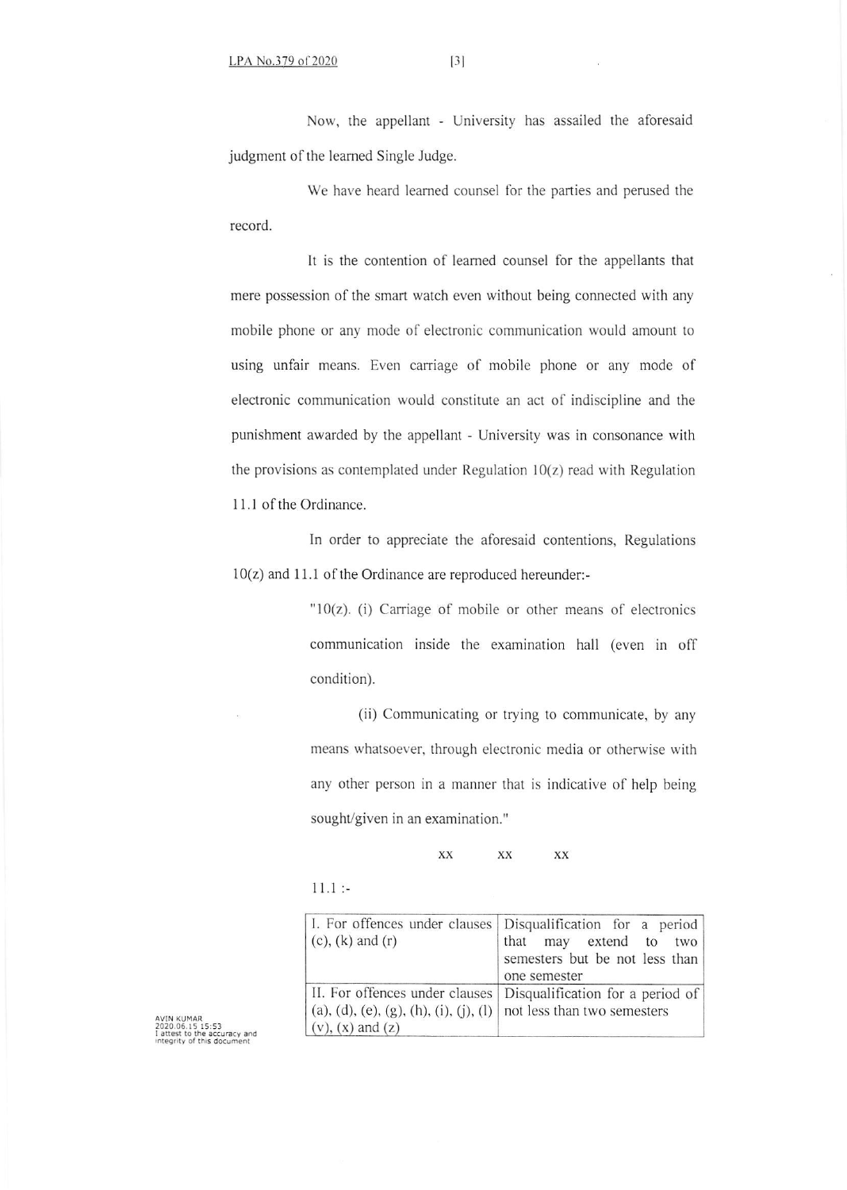Now, the appellant - University has assailed the aforesaid judgment of the learned Single Judge.

We have heard learned counsel for the parties and perused the record.

It is the contention of learned counsel for the appellants that mere possession of the smart watch even without being connected with any mobile phone or any mode of electronic communication would amount to using unfair means. Even carriage of mobile phone or any mode of electronic communication would constitute an act of indiscipline and the punishment awarded by the appellant - University was in consonance with the provisions as contemplated under Regulation 10(z) read with Regulation 11.1 of the Ordinance.

In order to appreciate the aforesaid contentions, Regulations 10(z) and 11.1 of the Ordinance are reproduced hereunder:-

> "10(z). (i) Carriage of mobile or other means of electronics communication inside the examination hall (even in off condition).
>
> (ii) Communicating or trying to communicate, by any means whatsoever, through electronic media or otherwise with any other person in a manner that is indicative of help being sought/given in an examination."

xx xx xx

11.1 :-

| | |
|---|---|
| I. For offences under clauses (c), (k) and (r) | Disqualification for a period that may extend to two semesters but be not less than one semester |
| II. For offences under clauses (a), (d), (e), (g), (h), (i), (j), (l) (v), (x) and (z) | Disqualification for a period of not less than two semesters |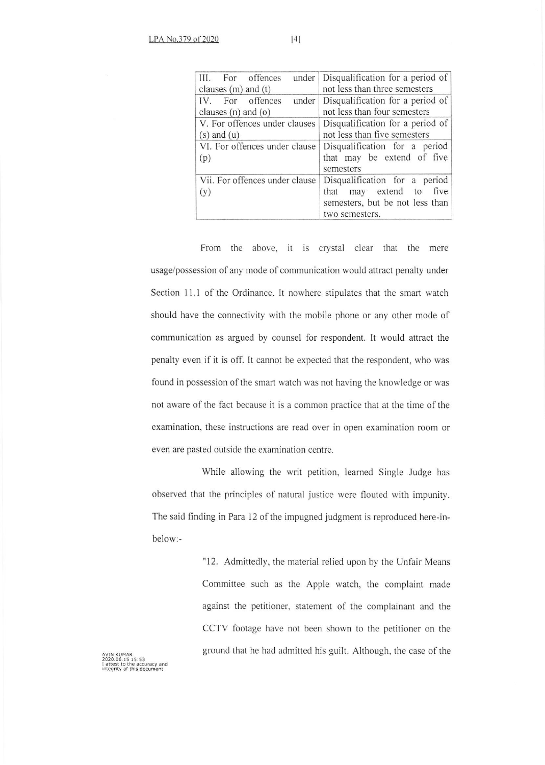| | |
|---|---|
| III. For offences under clauses (m) and (t) | Disqualification for a period of not less than three semesters |
| IV. For offences under clauses (n) and (o) | Disqualification for a period of not less than four semesters |
| V. For offences under clauses (s) and (u) | Disqualification for a period of not less than five semesters |
| VI. For offences under clause (p) | Disqualification for a period that may be extend of five semesters |
| Vii. For offences under clause (y) | Disqualification for a period that may extend to five semesters, but be not less than two semesters. |

From the above, it is crystal clear that the mere usage/possession of any mode of communication would attract penalty under Section 11.1 of the Ordinance. It nowhere stipulates that the smart watch should have the connectivity with the mobile phone or any other mode of communication as argued by counsel for respondent. It would attract the penalty even if it is off. It cannot be expected that the respondent, who was found in possession of the smart watch was not having the knowledge or was not aware of the fact because it is a common practice that at the time of the examination, these instructions are read over in open examination room or even are pasted outside the examination centre.

While allowing the writ petition, learned Single Judge has observed that the principles of natural justice were flouted with impunity. The said finding in Para 12 of the impugned judgment is reproduced here-in-below:-

> "12. Admittedly, the material relied upon by the Unfair Means Committee such as the Apple watch, the complaint made against the petitioner, statement of the complainant and the CCTV footage have not been shown to the petitioner on the ground that he had admitted his guilt. Although, the case of the

AVIN KUMAR
2020.06.15 15:53
I attest to the accuracy and integrity of this document